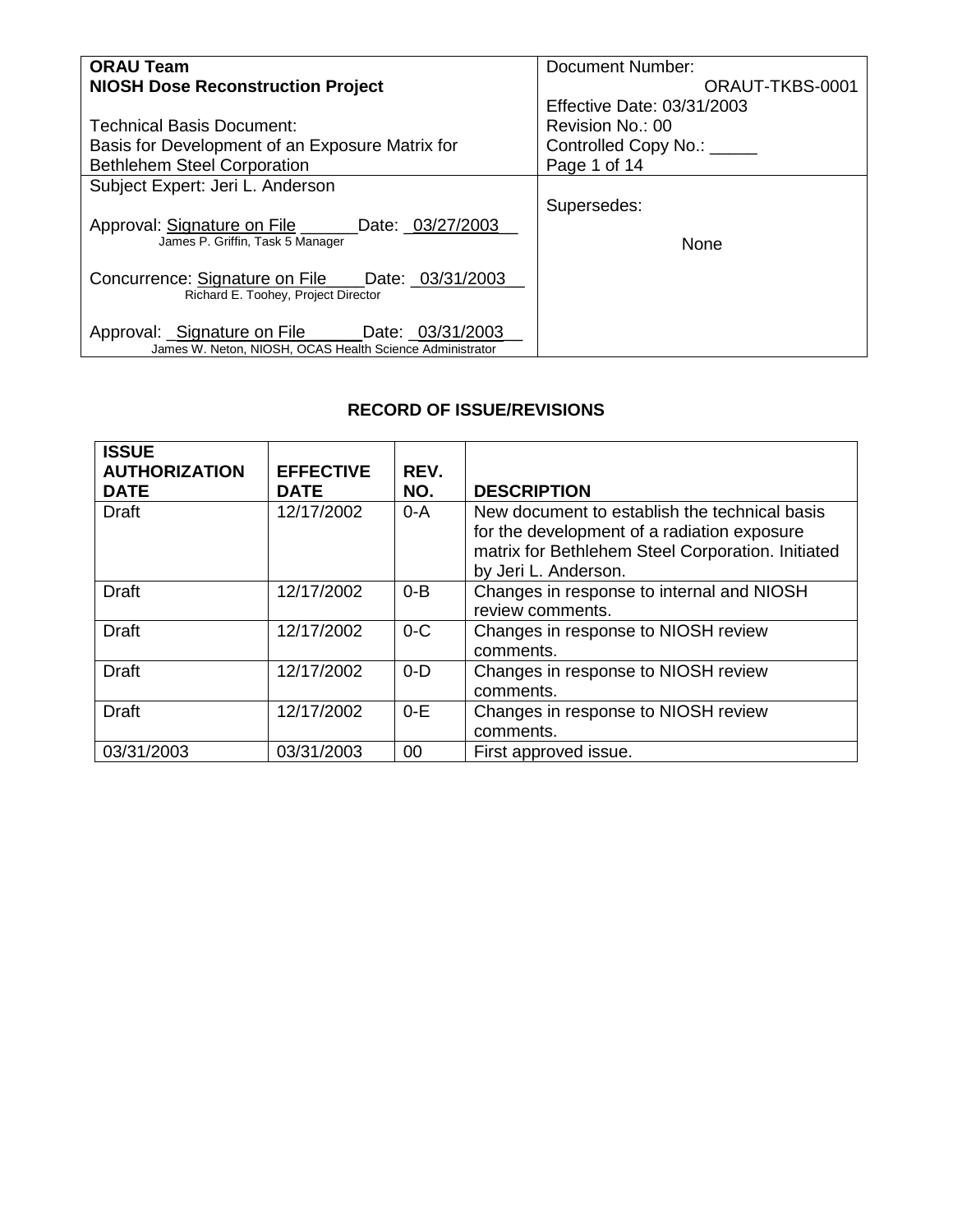| **ORAU Team**<br>**NIOSH Dose Reconstruction Project**<br><br>Technical Basis Document:<br>Basis for Development of an Exposure Matrix for Bethlehem Steel Corporation | Document Number:<br>ORAUT-TKBS-0001<br>Effective Date: 03/31/2003<br>Revision No.: 00<br>Controlled Copy No.: _____<br>Page 1 of 14 |
|---|---|
| Subject Expert: Jeri L. Anderson<br><br>Approval: Signature on File ______Date: 03/27/2003<br>James P. Griffin, Task 5 Manager<br><br>Concurrence: Signature on File ____Date: 03/31/2003<br>Richard E. Toohey, Project Director<br><br>Approval: Signature on File ______Date: 03/31/2003<br>James W. Neton, NIOSH, OCAS Health Science Administrator | Supersedes:<br><br>None |

## RECORD OF ISSUE/REVISIONS

| ISSUE AUTHORIZATION DATE | EFFECTIVE DATE | REV. NO. | DESCRIPTION |
|---|---|---|---|
| Draft | 12/17/2002 | 0-A | New document to establish the technical basis for the development of a radiation exposure matrix for Bethlehem Steel Corporation. Initiated by Jeri L. Anderson. |
| Draft | 12/17/2002 | 0-B | Changes in response to internal and NIOSH review comments. |
| Draft | 12/17/2002 | 0-C | Changes in response to NIOSH review comments. |
| Draft | 12/17/2002 | 0-D | Changes in response to NIOSH review comments. |
| Draft | 12/17/2002 | 0-E | Changes in response to NIOSH review comments. |
| 03/31/2003 | 03/31/2003 | 00 | First approved issue. |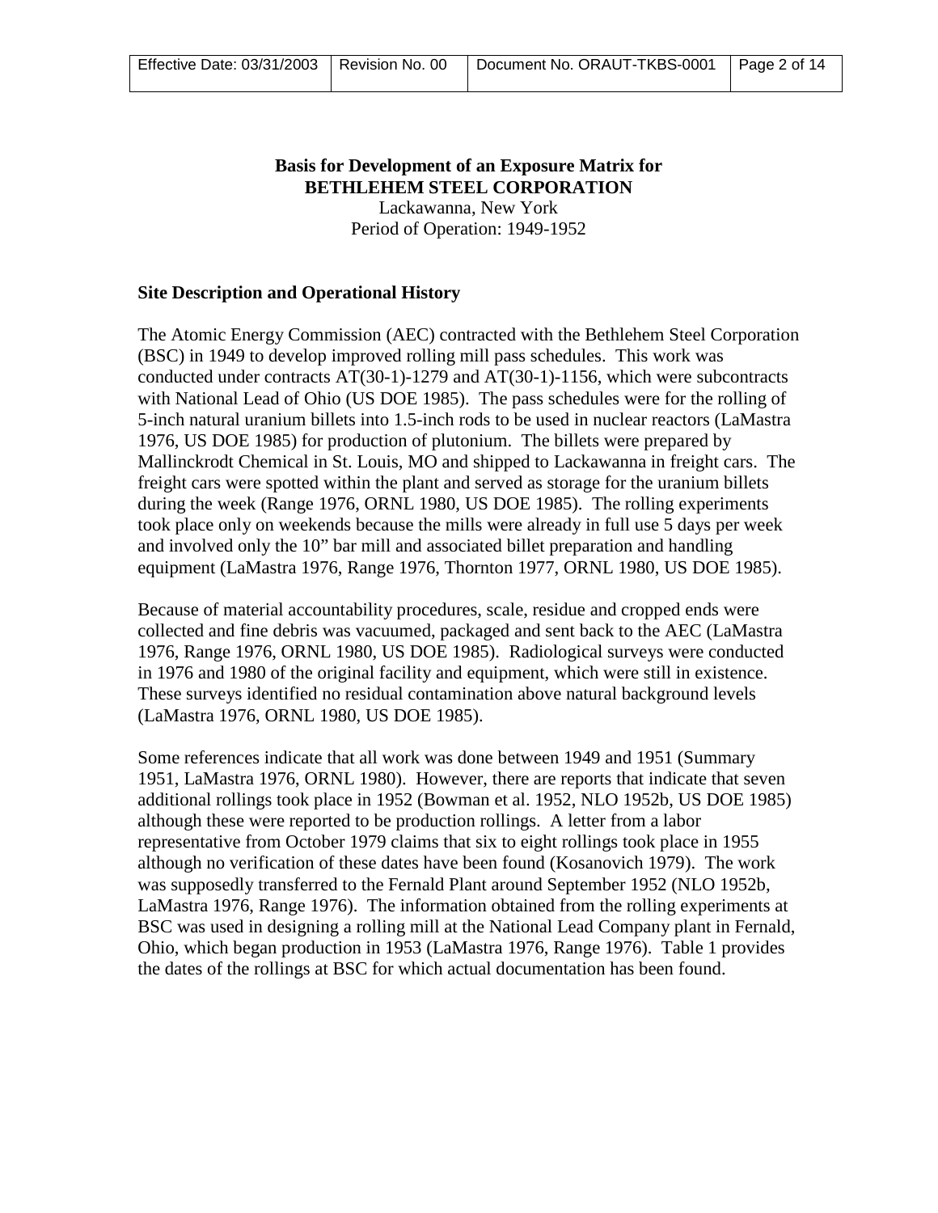**Basis for Development of an Exposure Matrix for BETHLEHEM STEEL CORPORATION**

Lackawanna, New York
Period of Operation: 1949-1952

## Site Description and Operational History

The Atomic Energy Commission (AEC) contracted with the Bethlehem Steel Corporation (BSC) in 1949 to develop improved rolling mill pass schedules. This work was conducted under contracts AT(30-1)-1279 and AT(30-1)-1156, which were subcontracts with National Lead of Ohio (US DOE 1985). The pass schedules were for the rolling of 5-inch natural uranium billets into 1.5-inch rods to be used in nuclear reactors (LaMastra 1976, US DOE 1985) for production of plutonium. The billets were prepared by Mallinckrodt Chemical in St. Louis, MO and shipped to Lackawanna in freight cars. The freight cars were spotted within the plant and served as storage for the uranium billets during the week (Range 1976, ORNL 1980, US DOE 1985). The rolling experiments took place only on weekends because the mills were already in full use 5 days per week and involved only the 10" bar mill and associated billet preparation and handling equipment (LaMastra 1976, Range 1976, Thornton 1977, ORNL 1980, US DOE 1985).

Because of material accountability procedures, scale, residue and cropped ends were collected and fine debris was vacuumed, packaged and sent back to the AEC (LaMastra 1976, Range 1976, ORNL 1980, US DOE 1985). Radiological surveys were conducted in 1976 and 1980 of the original facility and equipment, which were still in existence. These surveys identified no residual contamination above natural background levels (LaMastra 1976, ORNL 1980, US DOE 1985).

Some references indicate that all work was done between 1949 and 1951 (Summary 1951, LaMastra 1976, ORNL 1980). However, there are reports that indicate that seven additional rollings took place in 1952 (Bowman et al. 1952, NLO 1952b, US DOE 1985) although these were reported to be production rollings. A letter from a labor representative from October 1979 claims that six to eight rollings took place in 1955 although no verification of these dates have been found (Kosanovich 1979). The work was supposedly transferred to the Fernald Plant around September 1952 (NLO 1952b, LaMastra 1976, Range 1976). The information obtained from the rolling experiments at BSC was used in designing a rolling mill at the National Lead Company plant in Fernald, Ohio, which began production in 1953 (LaMastra 1976, Range 1976). Table 1 provides the dates of the rollings at BSC for which actual documentation has been found.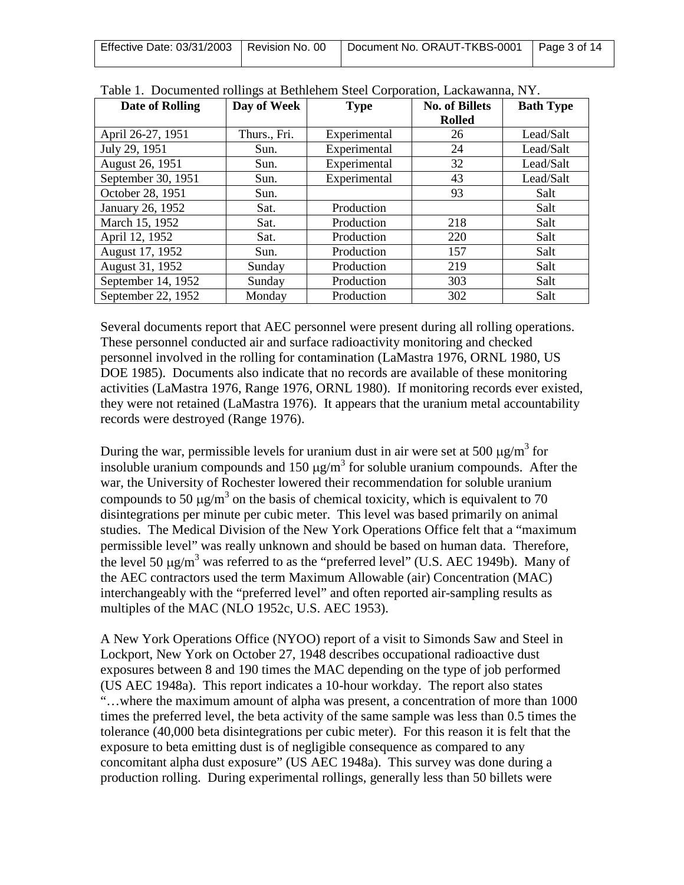Table 1. Documented rollings at Bethlehem Steel Corporation, Lackawanna, NY.

| Date of Rolling | Day of Week | Type | No. of Billets Rolled | Bath Type |
|---|---|---|---|---|
| April 26-27, 1951 | Thurs., Fri. | Experimental | 26 | Lead/Salt |
| July 29, 1951 | Sun. | Experimental | 24 | Lead/Salt |
| August 26, 1951 | Sun. | Experimental | 32 | Lead/Salt |
| September 30, 1951 | Sun. | Experimental | 43 | Lead/Salt |
| October 28, 1951 | Sun. | | 93 | Salt |
| January 26, 1952 | Sat. | Production | | Salt |
| March 15, 1952 | Sat. | Production | 218 | Salt |
| April 12, 1952 | Sat. | Production | 220 | Salt |
| August 17, 1952 | Sun. | Production | 157 | Salt |
| August 31, 1952 | Sunday | Production | 219 | Salt |
| September 14, 1952 | Sunday | Production | 303 | Salt |
| September 22, 1952 | Monday | Production | 302 | Salt |

Several documents report that AEC personnel were present during all rolling operations. These personnel conducted air and surface radioactivity monitoring and checked personnel involved in the rolling for contamination (LaMastra 1976, ORNL 1980, US DOE 1985). Documents also indicate that no records are available of these monitoring activities (LaMastra 1976, Range 1976, ORNL 1980). If monitoring records ever existed, they were not retained (LaMastra 1976). It appears that the uranium metal accountability records were destroyed (Range 1976).

During the war, permissible levels for uranium dust in air were set at 500 $\mu g/m^3$ for insoluble uranium compounds and 150 $\mu g/m^3$ for soluble uranium compounds. After the war, the University of Rochester lowered their recommendation for soluble uranium compounds to 50 $\mu g/m^3$ on the basis of chemical toxicity, which is equivalent to 70 disintegrations per minute per cubic meter. This level was based primarily on animal studies. The Medical Division of the New York Operations Office felt that a "maximum permissible level" was really unknown and should be based on human data. Therefore, the level 50 $\mu g/m^3$ was referred to as the "preferred level" (U.S. AEC 1949b). Many of the AEC contractors used the term Maximum Allowable (air) Concentration (MAC) interchangeably with the "preferred level" and often reported air-sampling results as multiples of the MAC (NLO 1952c, U.S. AEC 1953).

A New York Operations Office (NYOO) report of a visit to Simonds Saw and Steel in Lockport, New York on October 27, 1948 describes occupational radioactive dust exposures between 8 and 190 times the MAC depending on the type of job performed (US AEC 1948a). This report indicates a 10-hour workday. The report also states "…where the maximum amount of alpha was present, a concentration of more than 1000 times the preferred level, the beta activity of the same sample was less than 0.5 times the tolerance (40,000 beta disintegrations per cubic meter). For this reason it is felt that the exposure to beta emitting dust is of negligible consequence as compared to any concomitant alpha dust exposure" (US AEC 1948a). This survey was done during a production rolling. During experimental rollings, generally less than 50 billets were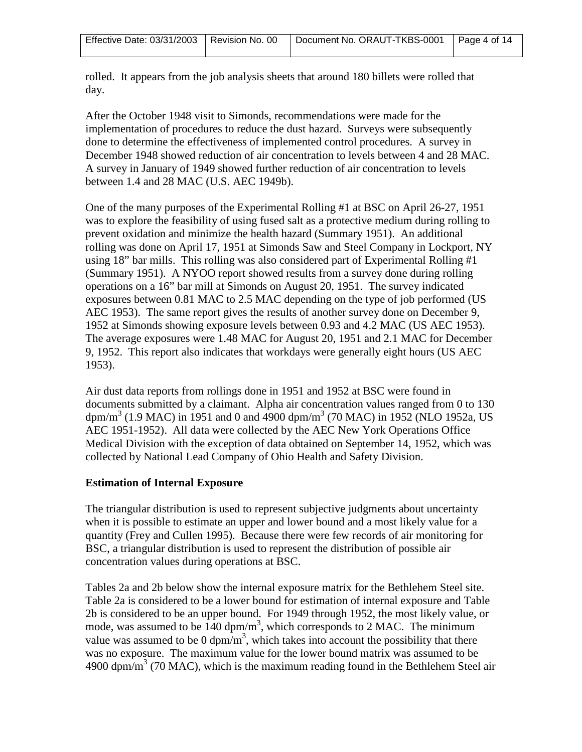rolled. It appears from the job analysis sheets that around 180 billets were rolled that day.

After the October 1948 visit to Simonds, recommendations were made for the implementation of procedures to reduce the dust hazard. Surveys were subsequently done to determine the effectiveness of implemented control procedures. A survey in December 1948 showed reduction of air concentration to levels between 4 and 28 MAC. A survey in January of 1949 showed further reduction of air concentration to levels between 1.4 and 28 MAC (U.S. AEC 1949b).

One of the many purposes of the Experimental Rolling #1 at BSC on April 26-27, 1951 was to explore the feasibility of using fused salt as a protective medium during rolling to prevent oxidation and minimize the health hazard (Summary 1951). An additional rolling was done on April 17, 1951 at Simonds Saw and Steel Company in Lockport, NY using 18" bar mills. This rolling was also considered part of Experimental Rolling #1 (Summary 1951). A NYOO report showed results from a survey done during rolling operations on a 16" bar mill at Simonds on August 20, 1951. The survey indicated exposures between 0.81 MAC to 2.5 MAC depending on the type of job performed (US AEC 1953). The same report gives the results of another survey done on December 9, 1952 at Simonds showing exposure levels between 0.93 and 4.2 MAC (US AEC 1953). The average exposures were 1.48 MAC for August 20, 1951 and 2.1 MAC for December 9, 1952. This report also indicates that workdays were generally eight hours (US AEC 1953).

Air dust data reports from rollings done in 1951 and 1952 at BSC were found in documents submitted by a claimant. Alpha air concentration values ranged from 0 to 130 dpm/m$^3$ (1.9 MAC) in 1951 and 0 and 4900 dpm/m$^3$ (70 MAC) in 1952 (NLO 1952a, US AEC 1951-1952). All data were collected by the AEC New York Operations Office Medical Division with the exception of data obtained on September 14, 1952, which was collected by National Lead Company of Ohio Health and Safety Division.

**Estimation of Internal Exposure**

The triangular distribution is used to represent subjective judgments about uncertainty when it is possible to estimate an upper and lower bound and a most likely value for a quantity (Frey and Cullen 1995). Because there were few records of air monitoring for BSC, a triangular distribution is used to represent the distribution of possible air concentration values during operations at BSC.

Tables 2a and 2b below show the internal exposure matrix for the Bethlehem Steel site. Table 2a is considered to be a lower bound for estimation of internal exposure and Table 2b is considered to be an upper bound. For 1949 through 1952, the most likely value, or mode, was assumed to be 140 dpm/m$^3$, which corresponds to 2 MAC. The minimum value was assumed to be 0 dpm/m$^3$, which takes into account the possibility that there was no exposure. The maximum value for the lower bound matrix was assumed to be 4900 dpm/m$^3$ (70 MAC), which is the maximum reading found in the Bethlehem Steel air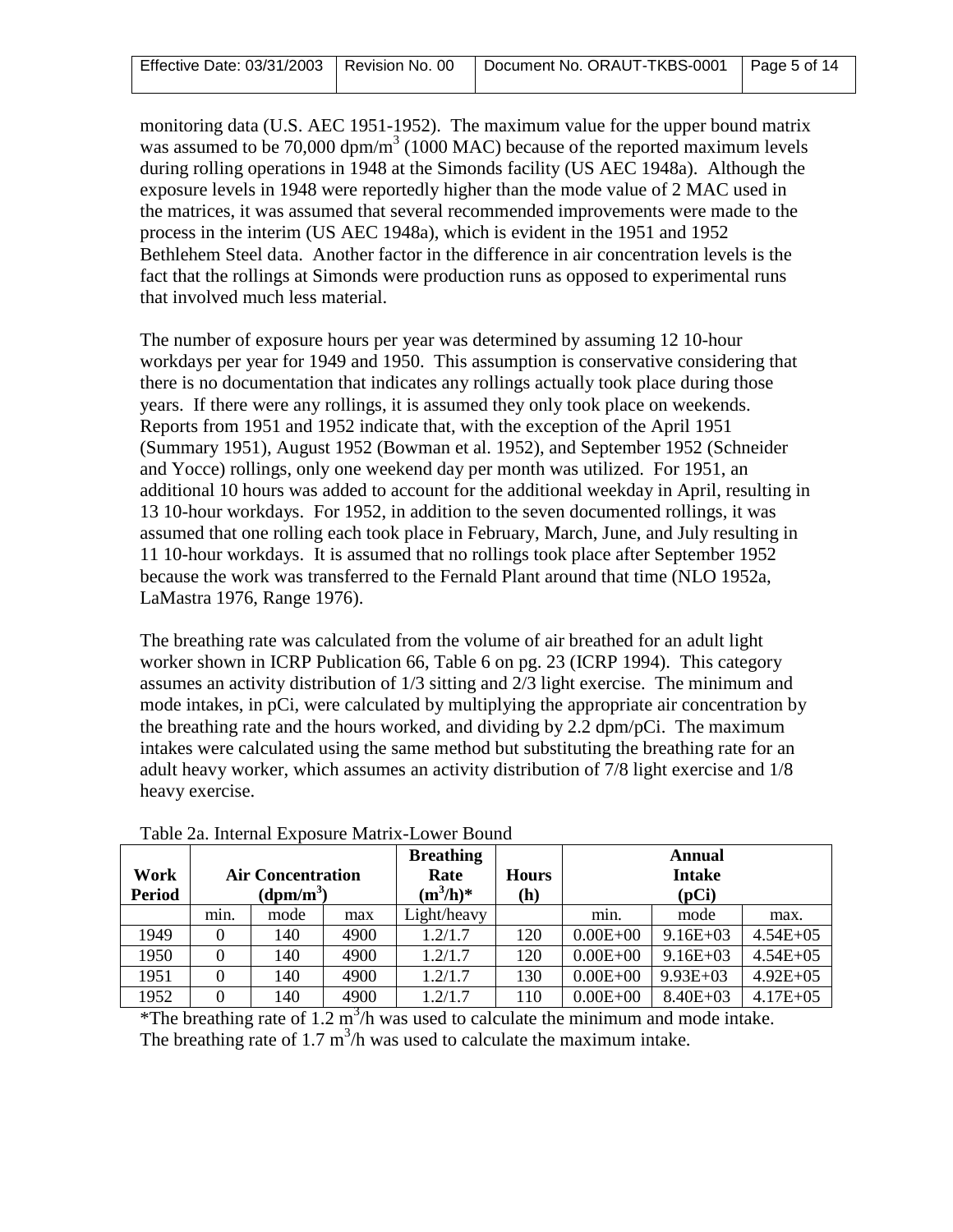monitoring data (U.S. AEC 1951-1952). The maximum value for the upper bound matrix was assumed to be 70,000 dpm/m$^3$ (1000 MAC) because of the reported maximum levels during rolling operations in 1948 at the Simonds facility (US AEC 1948a). Although the exposure levels in 1948 were reportedly higher than the mode value of 2 MAC used in the matrices, it was assumed that several recommended improvements were made to the process in the interim (US AEC 1948a), which is evident in the 1951 and 1952 Bethlehem Steel data. Another factor in the difference in air concentration levels is the fact that the rollings at Simonds were production runs as opposed to experimental runs that involved much less material.

The number of exposure hours per year was determined by assuming 12 10-hour workdays per year for 1949 and 1950. This assumption is conservative considering that there is no documentation that indicates any rollings actually took place during those years. If there were any rollings, it is assumed they only took place on weekends. Reports from 1951 and 1952 indicate that, with the exception of the April 1951 (Summary 1951), August 1952 (Bowman et al. 1952), and September 1952 (Schneider and Yocce) rollings, only one weekend day per month was utilized. For 1951, an additional 10 hours was added to account for the additional weekday in April, resulting in 13 10-hour workdays. For 1952, in addition to the seven documented rollings, it was assumed that one rolling each took place in February, March, June, and July resulting in 11 10-hour workdays. It is assumed that no rollings took place after September 1952 because the work was transferred to the Fernald Plant around that time (NLO 1952a, LaMastra 1976, Range 1976).

The breathing rate was calculated from the volume of air breathed for an adult light worker shown in ICRP Publication 66, Table 6 on pg. 23 (ICRP 1994). This category assumes an activity distribution of 1/3 sitting and 2/3 light exercise. The minimum and mode intakes, in pCi, were calculated by multiplying the appropriate air concentration by the breathing rate and the hours worked, and dividing by 2.2 dpm/pCi. The maximum intakes were calculated using the same method but substituting the breathing rate for an adult heavy worker, which assumes an activity distribution of 7/8 light exercise and 1/8 heavy exercise.

Table 2a. Internal Exposure Matrix-Lower Bound

| Work Period | Air Concentration (dpm/m$^3$) | | | Breathing Rate (m$^3$/h)* | Hours (h) | Annual Intake (pCi) | | |
|---|---|---|---|---|---|---|---|---|
| | min. | mode | max | Light/heavy | | min. | mode | max. |
| 1949 | 0 | 140 | 4900 | 1.2/1.7 | 120 | 0.00E+00 | 9.16E+03 | 4.54E+05 |
| 1950 | 0 | 140 | 4900 | 1.2/1.7 | 120 | 0.00E+00 | 9.16E+03 | 4.54E+05 |
| 1951 | 0 | 140 | 4900 | 1.2/1.7 | 130 | 0.00E+00 | 9.93E+03 | 4.92E+05 |
| 1952 | 0 | 140 | 4900 | 1.2/1.7 | 110 | 0.00E+00 | 8.40E+03 | 4.17E+05 |

*The breathing rate of 1.2 m$^3$/h was used to calculate the minimum and mode intake. The breathing rate of 1.7 m$^3$/h was used to calculate the maximum intake.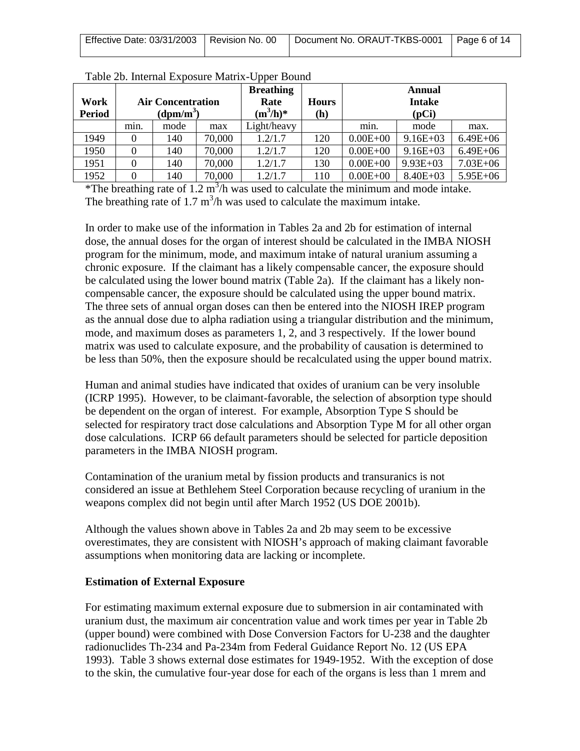Table 2b. Internal Exposure Matrix-Upper Bound

| Work Period | Air Concentration ($dpm/m^3$) | | | Breathing Rate ($m^3/h$)* | Hours (h) | Annual Intake (pCi) | | |
|---|---|---|---|---|---|---|---|---|
| | min. | mode | max | Light/heavy | | min. | mode | max. |
| 1949 | 0 | 140 | 70,000 | 1.2/1.7 | 120 | 0.00E+00 | 9.16E+03 | 6.49E+06 |
| 1950 | 0 | 140 | 70,000 | 1.2/1.7 | 120 | 0.00E+00 | 9.16E+03 | 6.49E+06 |
| 1951 | 0 | 140 | 70,000 | 1.2/1.7 | 130 | 0.00E+00 | 9.93E+03 | 7.03E+06 |
| 1952 | 0 | 140 | 70,000 | 1.2/1.7 | 110 | 0.00E+00 | 8.40E+03 | 5.95E+06 |

*The breathing rate of 1.2 $m^3/h$ was used to calculate the minimum and mode intake. The breathing rate of 1.7 $m^3/h$ was used to calculate the maximum intake.

In order to make use of the information in Tables 2a and 2b for estimation of internal dose, the annual doses for the organ of interest should be calculated in the IMBA NIOSH program for the minimum, mode, and maximum intake of natural uranium assuming a chronic exposure. If the claimant has a likely compensable cancer, the exposure should be calculated using the lower bound matrix (Table 2a). If the claimant has a likely non-compensable cancer, the exposure should be calculated using the upper bound matrix. The three sets of annual organ doses can then be entered into the NIOSH IREP program as the annual dose due to alpha radiation using a triangular distribution and the minimum, mode, and maximum doses as parameters 1, 2, and 3 respectively. If the lower bound matrix was used to calculate exposure, and the probability of causation is determined to be less than 50%, then the exposure should be recalculated using the upper bound matrix.

Human and animal studies have indicated that oxides of uranium can be very insoluble (ICRP 1995). However, to be claimant-favorable, the selection of absorption type should be dependent on the organ of interest. For example, Absorption Type S should be selected for respiratory tract dose calculations and Absorption Type M for all other organ dose calculations. ICRP 66 default parameters should be selected for particle deposition parameters in the IMBA NIOSH program.

Contamination of the uranium metal by fission products and transuranics is not considered an issue at Bethlehem Steel Corporation because recycling of uranium in the weapons complex did not begin until after March 1952 (US DOE 2001b).

Although the values shown above in Tables 2a and 2b may seem to be excessive overestimates, they are consistent with NIOSH's approach of making claimant favorable assumptions when monitoring data are lacking or incomplete.

**Estimation of External Exposure**

For estimating maximum external exposure due to submersion in air contaminated with uranium dust, the maximum air concentration value and work times per year in Table 2b (upper bound) were combined with Dose Conversion Factors for U-238 and the daughter radionuclides Th-234 and Pa-234m from Federal Guidance Report No. 12 (US EPA 1993). Table 3 shows external dose estimates for 1949-1952. With the exception of dose to the skin, the cumulative four-year dose for each of the organs is less than 1 mrem and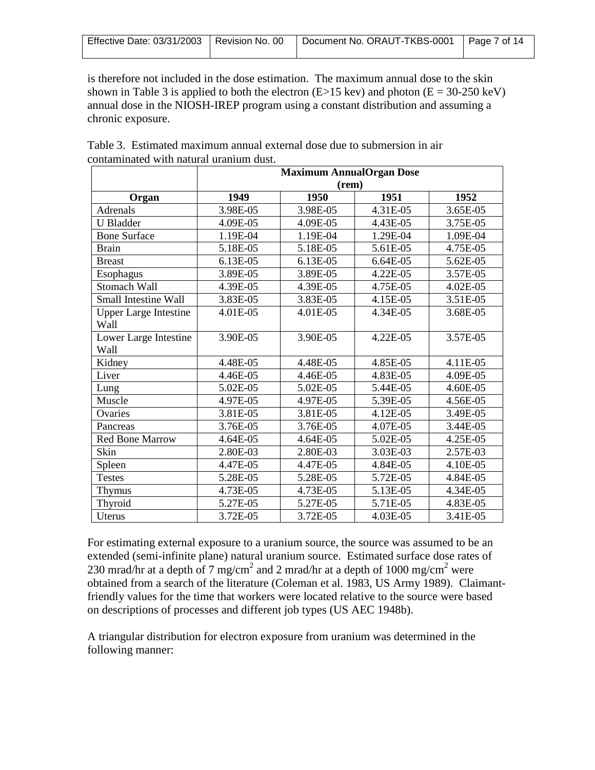is therefore not included in the dose estimation. The maximum annual dose to the skin shown in Table 3 is applied to both the electron (E>15 kev) and photon (E = 30-250 keV) annual dose in the NIOSH-IREP program using a constant distribution and assuming a chronic exposure.

Table 3. Estimated maximum annual external dose due to submersion in air contaminated with natural uranium dust.

| | Maximum AnnualOrgan Dose (rem) | | | |
|---|---|---|---|---|
| **Organ** | **1949** | **1950** | **1951** | **1952** |
| Adrenals | 3.98E-05 | 3.98E-05 | 4.31E-05 | 3.65E-05 |
| U Bladder | 4.09E-05 | 4.09E-05 | 4.43E-05 | 3.75E-05 |
| Bone Surface | 1.19E-04 | 1.19E-04 | 1.29E-04 | 1.09E-04 |
| Brain | 5.18E-05 | 5.18E-05 | 5.61E-05 | 4.75E-05 |
| Breast | 6.13E-05 | 6.13E-05 | 6.64E-05 | 5.62E-05 |
| Esophagus | 3.89E-05 | 3.89E-05 | 4.22E-05 | 3.57E-05 |
| Stomach Wall | 4.39E-05 | 4.39E-05 | 4.75E-05 | 4.02E-05 |
| Small Intestine Wall | 3.83E-05 | 3.83E-05 | 4.15E-05 | 3.51E-05 |
| Upper Large Intestine Wall | 4.01E-05 | 4.01E-05 | 4.34E-05 | 3.68E-05 |
| Lower Large Intestine Wall | 3.90E-05 | 3.90E-05 | 4.22E-05 | 3.57E-05 |
| Kidney | 4.48E-05 | 4.48E-05 | 4.85E-05 | 4.11E-05 |
| Liver | 4.46E-05 | 4.46E-05 | 4.83E-05 | 4.09E-05 |
| Lung | 5.02E-05 | 5.02E-05 | 5.44E-05 | 4.60E-05 |
| Muscle | 4.97E-05 | 4.97E-05 | 5.39E-05 | 4.56E-05 |
| Ovaries | 3.81E-05 | 3.81E-05 | 4.12E-05 | 3.49E-05 |
| Pancreas | 3.76E-05 | 3.76E-05 | 4.07E-05 | 3.44E-05 |
| Red Bone Marrow | 4.64E-05 | 4.64E-05 | 5.02E-05 | 4.25E-05 |
| Skin | 2.80E-03 | 2.80E-03 | 3.03E-03 | 2.57E-03 |
| Spleen | 4.47E-05 | 4.47E-05 | 4.84E-05 | 4.10E-05 |
| Testes | 5.28E-05 | 5.28E-05 | 5.72E-05 | 4.84E-05 |
| Thymus | 4.73E-05 | 4.73E-05 | 5.13E-05 | 4.34E-05 |
| Thyroid | 5.27E-05 | 5.27E-05 | 5.71E-05 | 4.83E-05 |
| Uterus | 3.72E-05 | 3.72E-05 | 4.03E-05 | 3.41E-05 |

For estimating external exposure to a uranium source, the source was assumed to be an extended (semi-infinite plane) natural uranium source. Estimated surface dose rates of 230 mrad/hr at a depth of 7 $mg/cm^2$ and 2 mrad/hr at a depth of 1000 $mg/cm^2$ were obtained from a search of the literature (Coleman et al. 1983, US Army 1989). Claimant-friendly values for the time that workers were located relative to the source were based on descriptions of processes and different job types (US AEC 1948b).

A triangular distribution for electron exposure from uranium was determined in the following manner: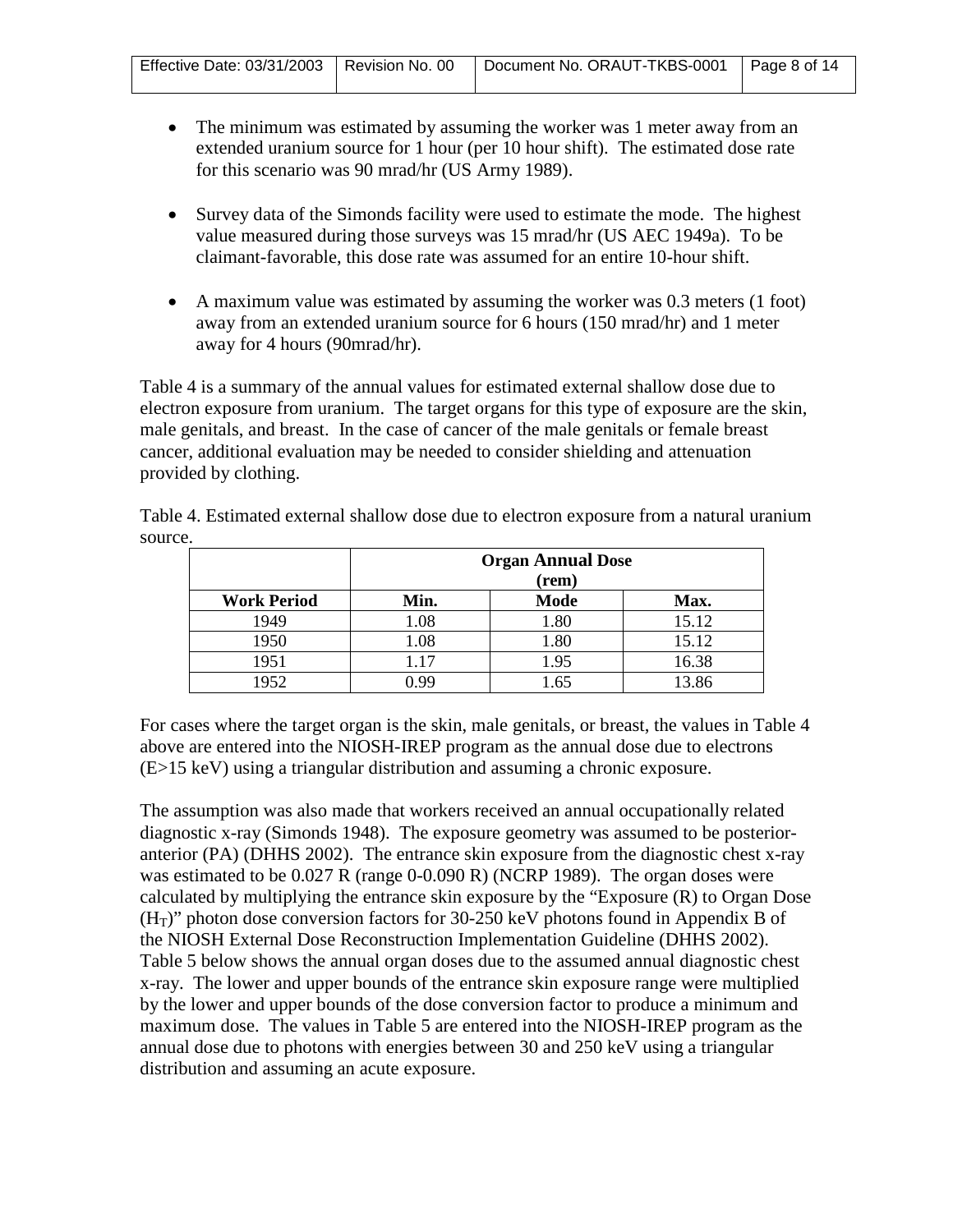- The minimum was estimated by assuming the worker was 1 meter away from an extended uranium source for 1 hour (per 10 hour shift). The estimated dose rate for this scenario was 90 mrad/hr (US Army 1989).

- Survey data of the Simonds facility were used to estimate the mode. The highest value measured during those surveys was 15 mrad/hr (US AEC 1949a). To be claimant-favorable, this dose rate was assumed for an entire 10-hour shift.

- A maximum value was estimated by assuming the worker was 0.3 meters (1 foot) away from an extended uranium source for 6 hours (150 mrad/hr) and 1 meter away for 4 hours (90mrad/hr).

Table 4 is a summary of the annual values for estimated external shallow dose due to electron exposure from uranium. The target organs for this type of exposure are the skin, male genitals, and breast. In the case of cancer of the male genitals or female breast cancer, additional evaluation may be needed to consider shielding and attenuation provided by clothing.

Table 4. Estimated external shallow dose due to electron exposure from a natural uranium source.

| | **Organ Annual Dose (rem)** | | |
|---|---|---|---|
| **Work Period** | **Min.** | **Mode** | **Max.** |
| 1949 | 1.08 | 1.80 | 15.12 |
| 1950 | 1.08 | 1.80 | 15.12 |
| 1951 | 1.17 | 1.95 | 16.38 |
| 1952 | 0.99 | 1.65 | 13.86 |

For cases where the target organ is the skin, male genitals, or breast, the values in Table 4 above are entered into the NIOSH-IREP program as the annual dose due to electrons (E>15 keV) using a triangular distribution and assuming a chronic exposure.

The assumption was also made that workers received an annual occupationally related diagnostic x-ray (Simonds 1948). The exposure geometry was assumed to be posterior-anterior (PA) (DHHS 2002). The entrance skin exposure from the diagnostic chest x-ray was estimated to be 0.027 R (range 0-0.090 R) (NCRP 1989). The organ doses were calculated by multiplying the entrance skin exposure by the "Exposure (R) to Organ Dose ($H_T$)" photon dose conversion factors for 30-250 keV photons found in Appendix B of the NIOSH External Dose Reconstruction Implementation Guideline (DHHS 2002). Table 5 below shows the annual organ doses due to the assumed annual diagnostic chest x-ray. The lower and upper bounds of the entrance skin exposure range were multiplied by the lower and upper bounds of the dose conversion factor to produce a minimum and maximum dose. The values in Table 5 are entered into the NIOSH-IREP program as the annual dose due to photons with energies between 30 and 250 keV using a triangular distribution and assuming an acute exposure.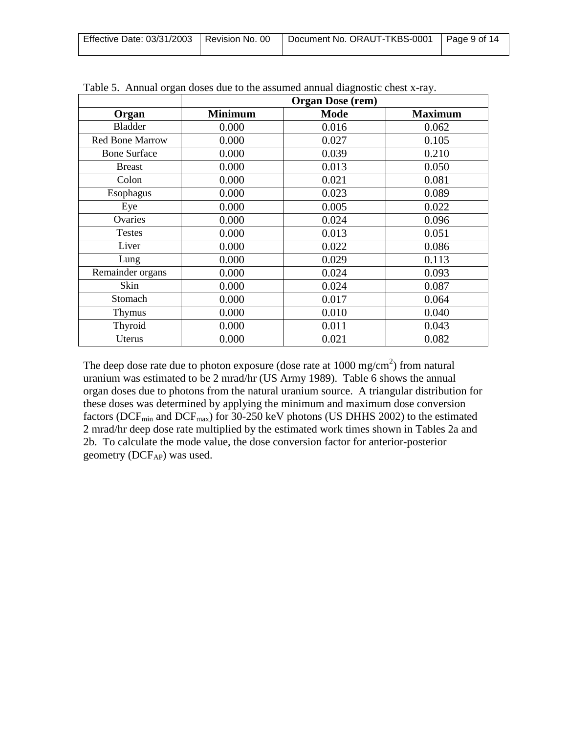Table 5. Annual organ doses due to the assumed annual diagnostic chest x-ray.

| | Organ Dose (rem) | | |
|---|---|---|---|
| **Organ** | **Minimum** | **Mode** | **Maximum** |
| Bladder | 0.000 | 0.016 | 0.062 |
| Red Bone Marrow | 0.000 | 0.027 | 0.105 |
| Bone Surface | 0.000 | 0.039 | 0.210 |
| Breast | 0.000 | 0.013 | 0.050 |
| Colon | 0.000 | 0.021 | 0.081 |
| Esophagus | 0.000 | 0.023 | 0.089 |
| Eye | 0.000 | 0.005 | 0.022 |
| Ovaries | 0.000 | 0.024 | 0.096 |
| Testes | 0.000 | 0.013 | 0.051 |
| Liver | 0.000 | 0.022 | 0.086 |
| Lung | 0.000 | 0.029 | 0.113 |
| Remainder organs | 0.000 | 0.024 | 0.093 |
| Skin | 0.000 | 0.024 | 0.087 |
| Stomach | 0.000 | 0.017 | 0.064 |
| Thymus | 0.000 | 0.010 | 0.040 |
| Thyroid | 0.000 | 0.011 | 0.043 |
| Uterus | 0.000 | 0.021 | 0.082 |

The deep dose rate due to photon exposure (dose rate at 1000 $mg/cm^2$) from natural uranium was estimated to be 2 mrad/hr (US Army 1989). Table 6 shows the annual organ doses due to photons from the natural uranium source. A triangular distribution for these doses was determined by applying the minimum and maximum dose conversion factors ($DCF_{min}$ and $DCF_{max}$) for 30-250 keV photons (US DHHS 2002) to the estimated 2 mrad/hr deep dose rate multiplied by the estimated work times shown in Tables 2a and 2b. To calculate the mode value, the dose conversion factor for anterior-posterior geometry ($DCF_{AP}$) was used.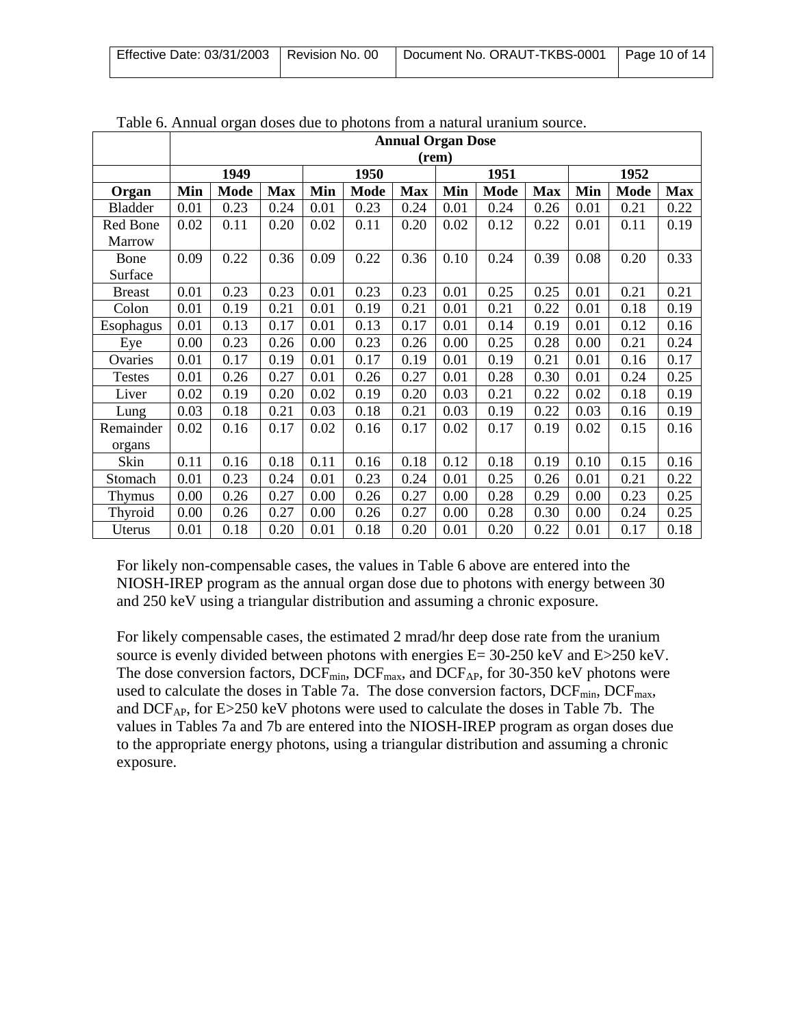Table 6. Annual organ doses due to photons from a natural uranium source.

| | Annual Organ Dose (rem) | | | | | | | | | | | |
|---|---|---|---|---|---|---|---|---|---|---|---|---|
| | 1949 | | | 1950 | | | 1951 | | | 1952 | | |
| **Organ** | **Min** | **Mode** | **Max** | **Min** | **Mode** | **Max** | **Min** | **Mode** | **Max** | **Min** | **Mode** | **Max** |
| Bladder | 0.01 | 0.23 | 0.24 | 0.01 | 0.23 | 0.24 | 0.01 | 0.24 | 0.26 | 0.01 | 0.21 | 0.22 |
| Red Bone Marrow | 0.02 | 0.11 | 0.20 | 0.02 | 0.11 | 0.20 | 0.02 | 0.12 | 0.22 | 0.01 | 0.11 | 0.19 |
| Bone Surface | 0.09 | 0.22 | 0.36 | 0.09 | 0.22 | 0.36 | 0.10 | 0.24 | 0.39 | 0.08 | 0.20 | 0.33 |
| Breast | 0.01 | 0.23 | 0.23 | 0.01 | 0.23 | 0.23 | 0.01 | 0.25 | 0.25 | 0.01 | 0.21 | 0.21 |
| Colon | 0.01 | 0.19 | 0.21 | 0.01 | 0.19 | 0.21 | 0.01 | 0.21 | 0.22 | 0.01 | 0.18 | 0.19 |
| Esophagus | 0.01 | 0.13 | 0.17 | 0.01 | 0.13 | 0.17 | 0.01 | 0.14 | 0.19 | 0.01 | 0.12 | 0.16 |
| Eye | 0.00 | 0.23 | 0.26 | 0.00 | 0.23 | 0.26 | 0.00 | 0.25 | 0.28 | 0.00 | 0.21 | 0.24 |
| Ovaries | 0.01 | 0.17 | 0.19 | 0.01 | 0.17 | 0.19 | 0.01 | 0.19 | 0.21 | 0.01 | 0.16 | 0.17 |
| Testes | 0.01 | 0.26 | 0.27 | 0.01 | 0.26 | 0.27 | 0.01 | 0.28 | 0.30 | 0.01 | 0.24 | 0.25 |
| Liver | 0.02 | 0.19 | 0.20 | 0.02 | 0.19 | 0.20 | 0.03 | 0.21 | 0.22 | 0.02 | 0.18 | 0.19 |
| Lung | 0.03 | 0.18 | 0.21 | 0.03 | 0.18 | 0.21 | 0.03 | 0.19 | 0.22 | 0.03 | 0.16 | 0.19 |
| Remainder organs | 0.02 | 0.16 | 0.17 | 0.02 | 0.16 | 0.17 | 0.02 | 0.17 | 0.19 | 0.02 | 0.15 | 0.16 |
| Skin | 0.11 | 0.16 | 0.18 | 0.11 | 0.16 | 0.18 | 0.12 | 0.18 | 0.19 | 0.10 | 0.15 | 0.16 |
| Stomach | 0.01 | 0.23 | 0.24 | 0.01 | 0.23 | 0.24 | 0.01 | 0.25 | 0.26 | 0.01 | 0.21 | 0.22 |
| Thymus | 0.00 | 0.26 | 0.27 | 0.00 | 0.26 | 0.27 | 0.00 | 0.28 | 0.29 | 0.00 | 0.23 | 0.25 |
| Thyroid | 0.00 | 0.26 | 0.27 | 0.00 | 0.26 | 0.27 | 0.00 | 0.28 | 0.30 | 0.00 | 0.24 | 0.25 |
| Uterus | 0.01 | 0.18 | 0.20 | 0.01 | 0.18 | 0.20 | 0.01 | 0.20 | 0.22 | 0.01 | 0.17 | 0.18 |

For likely non-compensable cases, the values in Table 6 above are entered into the NIOSH-IREP program as the annual organ dose due to photons with energy between 30 and 250 keV using a triangular distribution and assuming a chronic exposure.

For likely compensable cases, the estimated 2 mrad/hr deep dose rate from the uranium source is evenly divided between photons with energies E= 30-250 keV and E>250 keV. The dose conversion factors, $DCF_{min}$, $DCF_{max}$, and $DCF_{AP}$, for 30-350 keV photons were used to calculate the doses in Table 7a. The dose conversion factors, $DCF_{min}$, $DCF_{max}$, and $DCF_{AP}$, for E>250 keV photons were used to calculate the doses in Table 7b. The values in Tables 7a and 7b are entered into the NIOSH-IREP program as organ doses due to the appropriate energy photons, using a triangular distribution and assuming a chronic exposure.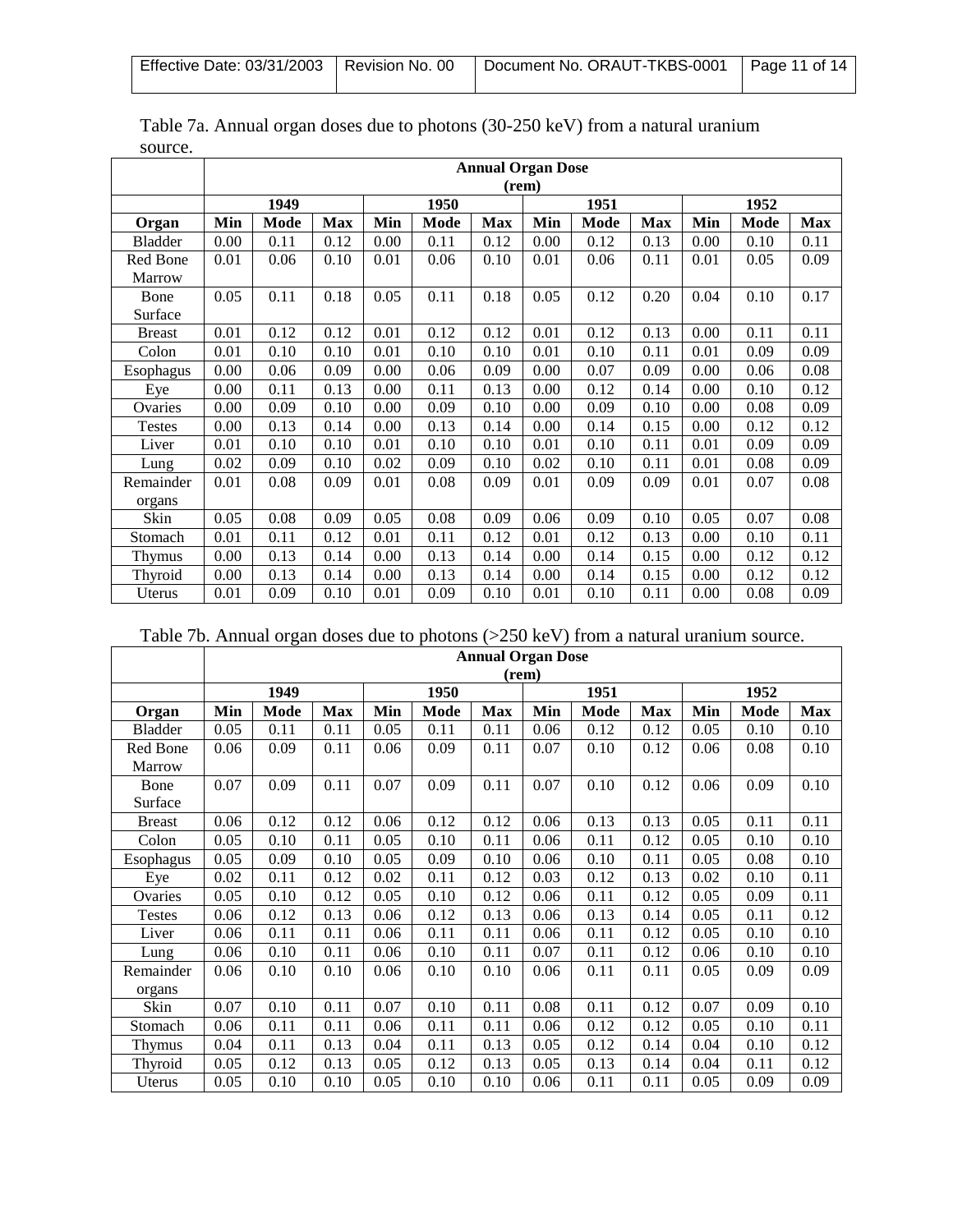Table 7a. Annual organ doses due to photons (30-250 keV) from a natural uranium source.

| | Annual Organ Dose (rem) | | | | | | | | | | | |
|---|---|---|---|---|---|---|---|---|---|---|---|---|
| | 1949 | | | 1950 | | | 1951 | | | 1952 | | |
| Organ | Min | Mode | Max | Min | Mode | Max | Min | Mode | Max | Min | Mode | Max |
| Bladder | 0.00 | 0.11 | 0.12 | 0.00 | 0.11 | 0.12 | 0.00 | 0.12 | 0.13 | 0.00 | 0.10 | 0.11 |
| Red Bone Marrow | 0.01 | 0.06 | 0.10 | 0.01 | 0.06 | 0.10 | 0.01 | 0.06 | 0.11 | 0.01 | 0.05 | 0.09 |
| Bone Surface | 0.05 | 0.11 | 0.18 | 0.05 | 0.11 | 0.18 | 0.05 | 0.12 | 0.20 | 0.04 | 0.10 | 0.17 |
| Breast | 0.01 | 0.12 | 0.12 | 0.01 | 0.12 | 0.12 | 0.01 | 0.12 | 0.13 | 0.00 | 0.11 | 0.11 |
| Colon | 0.01 | 0.10 | 0.10 | 0.01 | 0.10 | 0.10 | 0.01 | 0.10 | 0.11 | 0.01 | 0.09 | 0.09 |
| Esophagus | 0.00 | 0.06 | 0.09 | 0.00 | 0.06 | 0.09 | 0.00 | 0.07 | 0.09 | 0.00 | 0.06 | 0.08 |
| Eye | 0.00 | 0.11 | 0.13 | 0.00 | 0.11 | 0.13 | 0.00 | 0.12 | 0.14 | 0.00 | 0.10 | 0.12 |
| Ovaries | 0.00 | 0.09 | 0.10 | 0.00 | 0.09 | 0.10 | 0.00 | 0.09 | 0.10 | 0.00 | 0.08 | 0.09 |
| Testes | 0.00 | 0.13 | 0.14 | 0.00 | 0.13 | 0.14 | 0.00 | 0.14 | 0.15 | 0.00 | 0.12 | 0.12 |
| Liver | 0.01 | 0.10 | 0.10 | 0.01 | 0.10 | 0.10 | 0.01 | 0.10 | 0.11 | 0.01 | 0.09 | 0.09 |
| Lung | 0.02 | 0.09 | 0.10 | 0.02 | 0.09 | 0.10 | 0.02 | 0.10 | 0.11 | 0.01 | 0.08 | 0.09 |
| Remainder organs | 0.01 | 0.08 | 0.09 | 0.01 | 0.08 | 0.09 | 0.01 | 0.09 | 0.09 | 0.01 | 0.07 | 0.08 |
| Skin | 0.05 | 0.08 | 0.09 | 0.05 | 0.08 | 0.09 | 0.06 | 0.09 | 0.10 | 0.05 | 0.07 | 0.08 |
| Stomach | 0.01 | 0.11 | 0.12 | 0.01 | 0.11 | 0.12 | 0.01 | 0.12 | 0.13 | 0.00 | 0.10 | 0.11 |
| Thymus | 0.00 | 0.13 | 0.14 | 0.00 | 0.13 | 0.14 | 0.00 | 0.14 | 0.15 | 0.00 | 0.12 | 0.12 |
| Thyroid | 0.00 | 0.13 | 0.14 | 0.00 | 0.13 | 0.14 | 0.00 | 0.14 | 0.15 | 0.00 | 0.12 | 0.12 |
| Uterus | 0.01 | 0.09 | 0.10 | 0.01 | 0.09 | 0.10 | 0.01 | 0.10 | 0.11 | 0.00 | 0.08 | 0.09 |

Table 7b. Annual organ doses due to photons (>250 keV) from a natural uranium source.

| | Annual Organ Dose (rem) | | | | | | | | | | | |
|---|---|---|---|---|---|---|---|---|---|---|---|---|
| | 1949 | | | 1950 | | | 1951 | | | 1952 | | |
| Organ | Min | Mode | Max | Min | Mode | Max | Min | Mode | Max | Min | Mode | Max |
| Bladder | 0.05 | 0.11 | 0.11 | 0.05 | 0.11 | 0.11 | 0.06 | 0.12 | 0.12 | 0.05 | 0.10 | 0.10 |
| Red Bone Marrow | 0.06 | 0.09 | 0.11 | 0.06 | 0.09 | 0.11 | 0.07 | 0.10 | 0.12 | 0.06 | 0.08 | 0.10 |
| Bone Surface | 0.07 | 0.09 | 0.11 | 0.07 | 0.09 | 0.11 | 0.07 | 0.10 | 0.12 | 0.06 | 0.09 | 0.10 |
| Breast | 0.06 | 0.12 | 0.12 | 0.06 | 0.12 | 0.12 | 0.06 | 0.13 | 0.13 | 0.05 | 0.11 | 0.11 |
| Colon | 0.05 | 0.10 | 0.11 | 0.05 | 0.10 | 0.11 | 0.06 | 0.11 | 0.12 | 0.05 | 0.10 | 0.10 |
| Esophagus | 0.05 | 0.09 | 0.10 | 0.05 | 0.09 | 0.10 | 0.06 | 0.10 | 0.11 | 0.05 | 0.08 | 0.10 |
| Eye | 0.02 | 0.11 | 0.12 | 0.02 | 0.11 | 0.12 | 0.03 | 0.12 | 0.13 | 0.02 | 0.10 | 0.11 |
| Ovaries | 0.05 | 0.10 | 0.12 | 0.05 | 0.10 | 0.12 | 0.06 | 0.11 | 0.12 | 0.05 | 0.09 | 0.11 |
| Testes | 0.06 | 0.12 | 0.13 | 0.06 | 0.12 | 0.13 | 0.06 | 0.13 | 0.14 | 0.05 | 0.11 | 0.12 |
| Liver | 0.06 | 0.11 | 0.11 | 0.06 | 0.11 | 0.11 | 0.06 | 0.11 | 0.12 | 0.05 | 0.10 | 0.10 |
| Lung | 0.06 | 0.10 | 0.11 | 0.06 | 0.10 | 0.11 | 0.07 | 0.11 | 0.12 | 0.06 | 0.10 | 0.10 |
| Remainder organs | 0.06 | 0.10 | 0.10 | 0.06 | 0.10 | 0.10 | 0.06 | 0.11 | 0.11 | 0.05 | 0.09 | 0.09 |
| Skin | 0.07 | 0.10 | 0.11 | 0.07 | 0.10 | 0.11 | 0.08 | 0.11 | 0.12 | 0.07 | 0.09 | 0.10 |
| Stomach | 0.06 | 0.11 | 0.11 | 0.06 | 0.11 | 0.11 | 0.06 | 0.12 | 0.12 | 0.05 | 0.10 | 0.11 |
| Thymus | 0.04 | 0.11 | 0.13 | 0.04 | 0.11 | 0.13 | 0.05 | 0.12 | 0.14 | 0.04 | 0.10 | 0.12 |
| Thyroid | 0.05 | 0.12 | 0.13 | 0.05 | 0.12 | 0.13 | 0.05 | 0.13 | 0.14 | 0.04 | 0.11 | 0.12 |
| Uterus | 0.05 | 0.10 | 0.10 | 0.05 | 0.10 | 0.10 | 0.06 | 0.11 | 0.11 | 0.05 | 0.09 | 0.09 |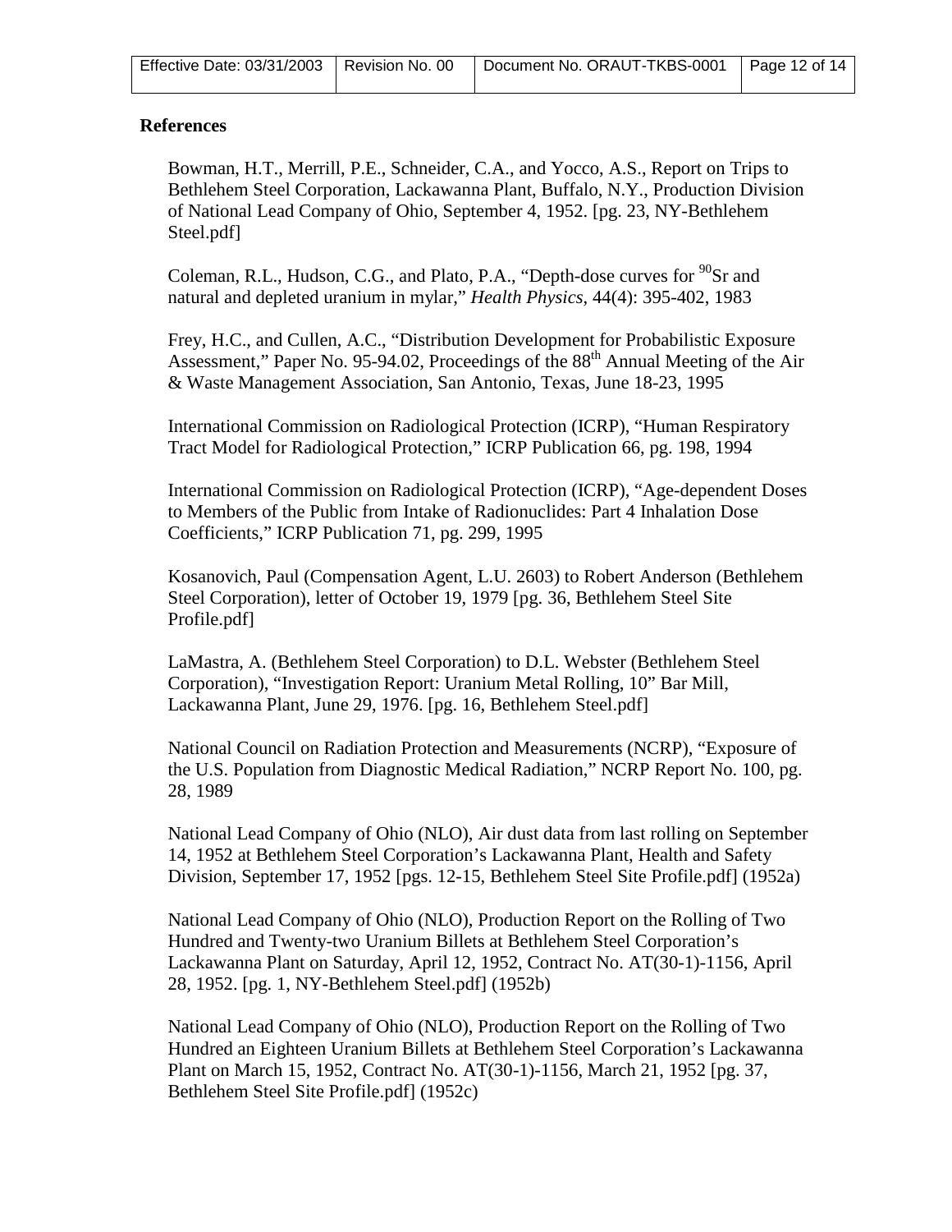## References

Bowman, H.T., Merrill, P.E., Schneider, C.A., and Yocco, A.S., Report on Trips to Bethlehem Steel Corporation, Lackawanna Plant, Buffalo, N.Y., Production Division of National Lead Company of Ohio, September 4, 1952. [pg. 23, NY-Bethlehem Steel.pdf]

Coleman, R.L., Hudson, C.G., and Plato, P.A., "Depth-dose curves for $^{90}$Sr and natural and depleted uranium in mylar," *Health Physics*, 44(4): 395-402, 1983

Frey, H.C., and Cullen, A.C., "Distribution Development for Probabilistic Exposure Assessment," Paper No. 95-94.02, Proceedings of the 88th Annual Meeting of the Air & Waste Management Association, San Antonio, Texas, June 18-23, 1995

International Commission on Radiological Protection (ICRP), "Human Respiratory Tract Model for Radiological Protection," ICRP Publication 66, pg. 198, 1994

International Commission on Radiological Protection (ICRP), "Age-dependent Doses to Members of the Public from Intake of Radionuclides: Part 4 Inhalation Dose Coefficients," ICRP Publication 71, pg. 299, 1995

Kosanovich, Paul (Compensation Agent, L.U. 2603) to Robert Anderson (Bethlehem Steel Corporation), letter of October 19, 1979 [pg. 36, Bethlehem Steel Site Profile.pdf]

LaMastra, A. (Bethlehem Steel Corporation) to D.L. Webster (Bethlehem Steel Corporation), "Investigation Report: Uranium Metal Rolling, 10" Bar Mill, Lackawanna Plant, June 29, 1976. [pg. 16, Bethlehem Steel.pdf]

National Council on Radiation Protection and Measurements (NCRP), "Exposure of the U.S. Population from Diagnostic Medical Radiation," NCRP Report No. 100, pg. 28, 1989

National Lead Company of Ohio (NLO), Air dust data from last rolling on September 14, 1952 at Bethlehem Steel Corporation's Lackawanna Plant, Health and Safety Division, September 17, 1952 [pgs. 12-15, Bethlehem Steel Site Profile.pdf] (1952a)

National Lead Company of Ohio (NLO), Production Report on the Rolling of Two Hundred and Twenty-two Uranium Billets at Bethlehem Steel Corporation's Lackawanna Plant on Saturday, April 12, 1952, Contract No. AT(30-1)-1156, April 28, 1952. [pg. 1, NY-Bethlehem Steel.pdf] (1952b)

National Lead Company of Ohio (NLO), Production Report on the Rolling of Two Hundred an Eighteen Uranium Billets at Bethlehem Steel Corporation's Lackawanna Plant on March 15, 1952, Contract No. AT(30-1)-1156, March 21, 1952 [pg. 37, Bethlehem Steel Site Profile.pdf] (1952c)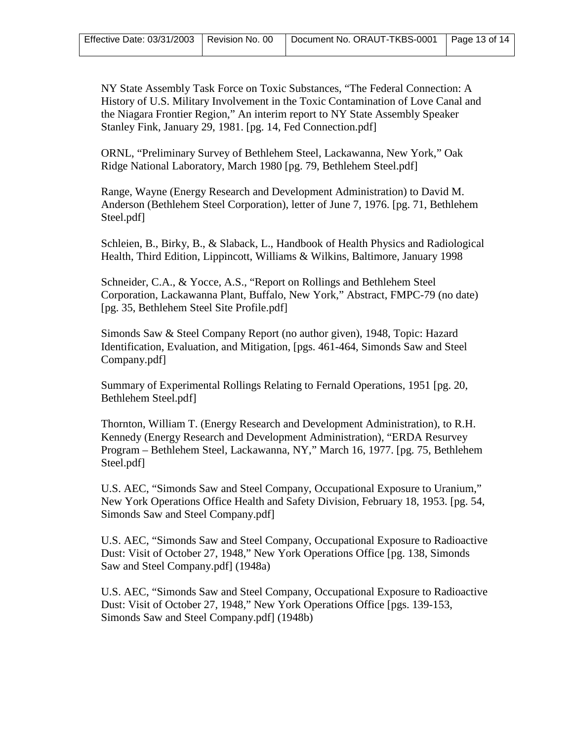NY State Assembly Task Force on Toxic Substances, "The Federal Connection: A History of U.S. Military Involvement in the Toxic Contamination of Love Canal and the Niagara Frontier Region," An interim report to NY State Assembly Speaker Stanley Fink, January 29, 1981. [pg. 14, Fed Connection.pdf]

ORNL, "Preliminary Survey of Bethlehem Steel, Lackawanna, New York," Oak Ridge National Laboratory, March 1980 [pg. 79, Bethlehem Steel.pdf]

Range, Wayne (Energy Research and Development Administration) to David M. Anderson (Bethlehem Steel Corporation), letter of June 7, 1976. [pg. 71, Bethlehem Steel.pdf]

Schleien, B., Birky, B., & Slaback, L., Handbook of Health Physics and Radiological Health, Third Edition, Lippincott, Williams & Wilkins, Baltimore, January 1998

Schneider, C.A., & Yocce, A.S., "Report on Rollings and Bethlehem Steel Corporation, Lackawanna Plant, Buffalo, New York," Abstract, FMPC-79 (no date) [pg. 35, Bethlehem Steel Site Profile.pdf]

Simonds Saw & Steel Company Report (no author given), 1948, Topic: Hazard Identification, Evaluation, and Mitigation, [pgs. 461-464, Simonds Saw and Steel Company.pdf]

Summary of Experimental Rollings Relating to Fernald Operations, 1951 [pg. 20, Bethlehem Steel.pdf]

Thornton, William T. (Energy Research and Development Administration), to R.H. Kennedy (Energy Research and Development Administration), "ERDA Resurvey Program – Bethlehem Steel, Lackawanna, NY," March 16, 1977. [pg. 75, Bethlehem Steel.pdf]

U.S. AEC, "Simonds Saw and Steel Company, Occupational Exposure to Uranium," New York Operations Office Health and Safety Division, February 18, 1953. [pg. 54, Simonds Saw and Steel Company.pdf]

U.S. AEC, "Simonds Saw and Steel Company, Occupational Exposure to Radioactive Dust: Visit of October 27, 1948," New York Operations Office [pg. 138, Simonds Saw and Steel Company.pdf] (1948a)

U.S. AEC, "Simonds Saw and Steel Company, Occupational Exposure to Radioactive Dust: Visit of October 27, 1948," New York Operations Office [pgs. 139-153, Simonds Saw and Steel Company.pdf] (1948b)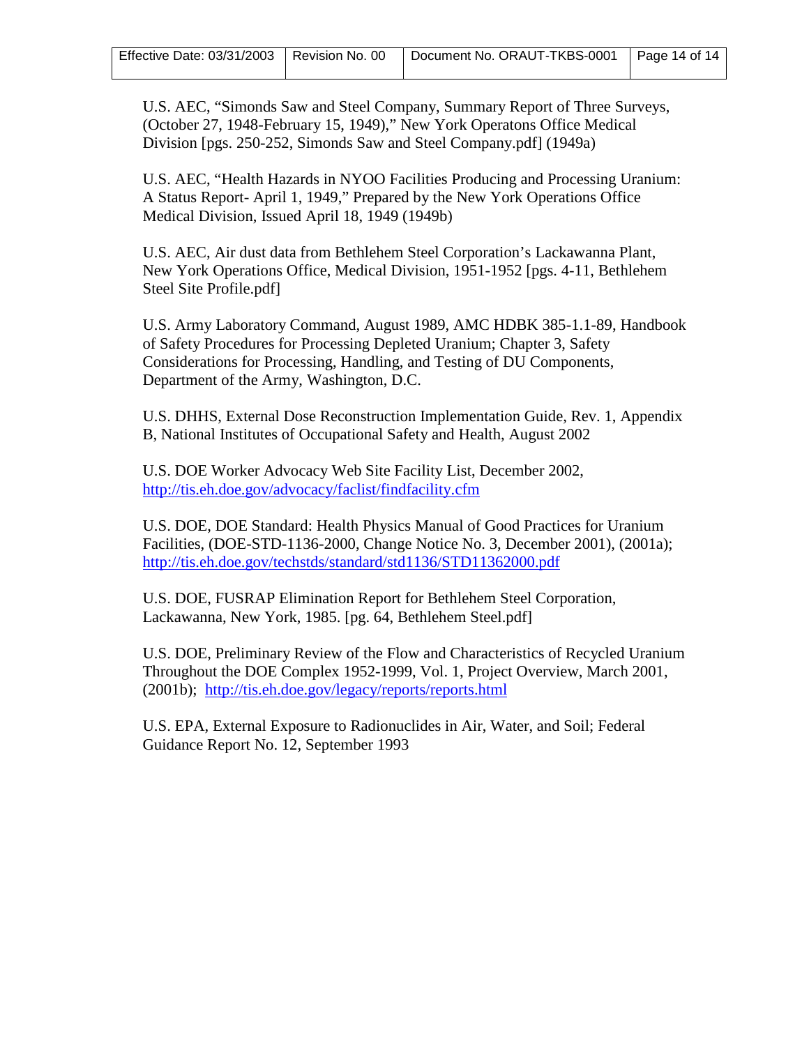U.S. AEC, “Simonds Saw and Steel Company, Summary Report of Three Surveys, (October 27, 1948-February 15, 1949),” New York Operatons Office Medical Division [pgs. 250-252, Simonds Saw and Steel Company.pdf] (1949a)

U.S. AEC, “Health Hazards in NYOO Facilities Producing and Processing Uranium: A Status Report- April 1, 1949,” Prepared by the New Operations Office Medical Division, Issued April 18, 1949 (1949b)

U.S. AEC, Air dust data from Bethlehem Steel Corporation’s Lackawanna Plant, New York Operations Office, Medical Division, 1951-1952 [pgs. 4-11, Bethlehem Steel Site Profile.pdf]

U.S. Army Laboratory Command, August 1989, AMC HDBK 385-1.1-89, Handbook of Safety Procedures for Processing Depleted Uranium; Chapter 3, Safety Considerations for Processing, Handling, and Testing of DU Components, Department of the Army, Washington, D.C.

U.S. DHHS, External Dose Reconstruction Implementation Guide, Rev. 1, Appendix B, National Institutes of Occupational Safety and Health, August 2002

U.S. DOE Worker Advocacy Web Site Facility List, December 2002, http://tis.eh.doe.gov/advocacy/faclist/findfacility.cfm

U.S. DOE, DOE Standard: Health Physics Manual of Good Practices for Uranium Facilities, (DOE-STD-1136-2000, Change Notice No. 3, December 2001), (2001a); http://tis.eh.doe.gov/techstds/standard/std1136/STD11362000.pdf

U.S. DOE, FUSRAP Elimination Report for Bethlehem Steel Corporation, Lackawanna, New York, 1985. [pg. 64, Bethlehem Steel.pdf]

U.S. DOE, Preliminary Review of the Flow and Characteristics of Recycled Uranium Throughout the DOE Complex 1952-1999, Vol. 1, Project Overview, March 2001, (2001b); http://tis.eh.doe.gov/legacy/reports/reports.html

U.S. EPA, External Exposure to Radionuclides in Air, Water, and Soil; Federal Guidance Report No. 12, September 1993